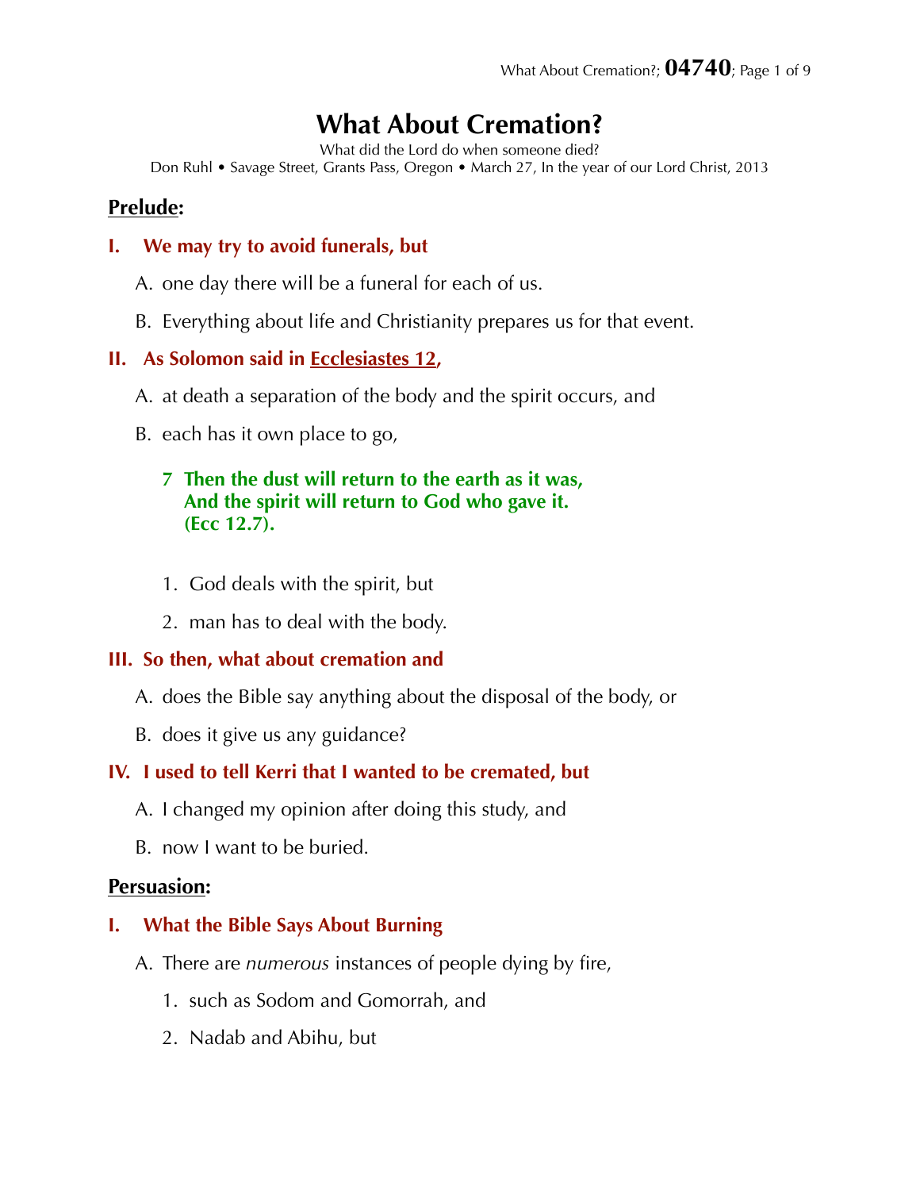# What About Cremation?

What did the Lord do when someone died?

Don Ruhl • Savage Street, Grants Pass, Oregon • March 27, In the year of our Lord Christ, 2013

## Prelude:

### I. We may try to avoid funerals, but

A. one day there will be a funeral for each of us.

B. Everything about life and Christianity prepares us for that event.

### II. As Solomon said in Ecclesiastes 12,

A. at death a separation of the body and the spirit occurs, and

B. each has it own place to go,

> **7 Then the dust will return to the earth as it was,**
> **And the spirit will return to God who gave it.**
> **(Ecc 12.7).**

1. God deals with the spirit, but
2. man has to deal with the body.

### III. So then, what about cremation and

A. does the Bible say anything about the disposal of the body, or

B. does it give us any guidance?

### IV. I used to tell Kerri that I wanted to be cremated, but

A. I changed my opinion after doing this study, and

B. now I want to be buried.

## Persuasion:

### I. What the Bible Says About Burning

A. There are *numerous* instances of people dying by fire,

1. such as Sodom and Gomorrah, and
2. Nadab and Abihu, but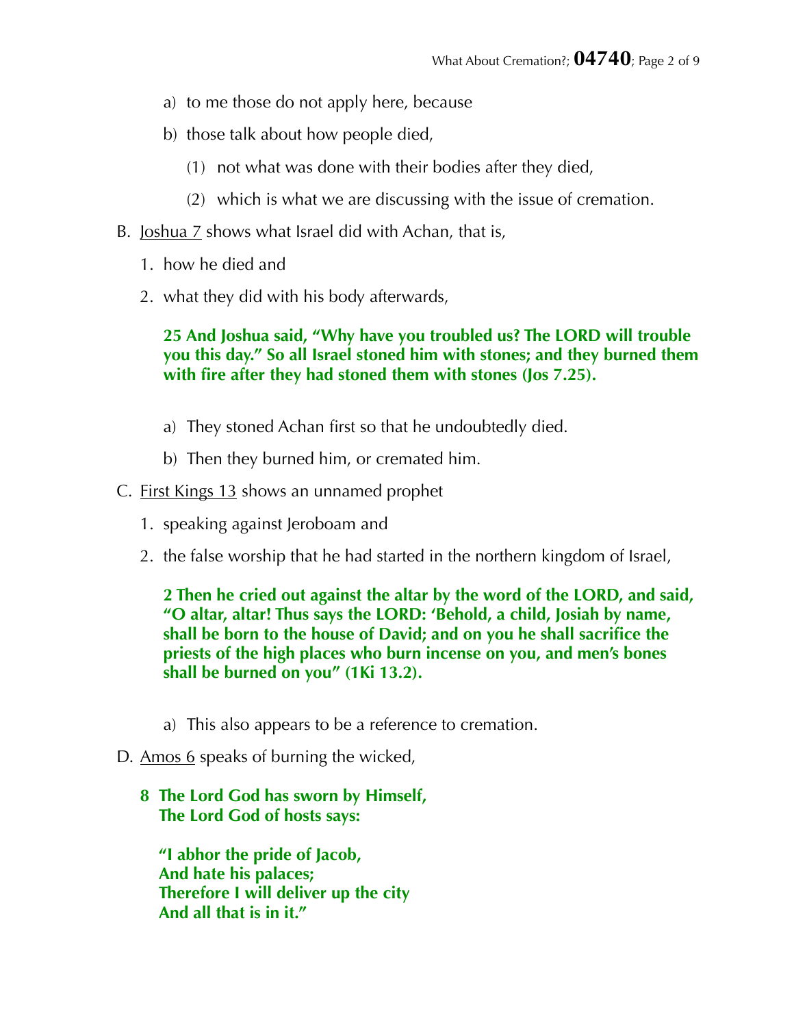a) to me those do not apply here, because

b) those talk about how people died,

(1) not what was done with their bodies after they died,

(2) which is what we are discussing with the issue of cremation.

B. Joshua 7 shows what Israel did with Achan, that is,

1. how he died and

2. what they did with his body afterwards,

**25 And Joshua said, "Why have you troubled us? The LORD will trouble you this day." So all Israel stoned him with stones; and they burned them with fire after they had stoned them with stones (Jos 7.25).**

a) They stoned Achan first so that he undoubtedly died.

b) Then they burned him, or cremated him.

C. First Kings 13 shows an unnamed prophet

1. speaking against Jeroboam and

2. the false worship that he had started in the northern kingdom of Israel,

**2 Then he cried out against the altar by the word of the LORD, and said, "O altar, altar! Thus says the LORD: 'Behold, a child, Josiah by name, shall be born to the house of David; and on you he shall sacrifice the priests of the high places who burn incense on you, and men's bones shall be burned on you" (1Ki 13.2).**

a) This also appears to be a reference to cremation.

D. Amos 6 speaks of burning the wicked,

**8 The Lord God has sworn by Himself,**
**The Lord God of hosts says:**

**"I abhor the pride of Jacob,**
**And hate his palaces;**
**Therefore I will deliver up the city**
**And all that is in it."**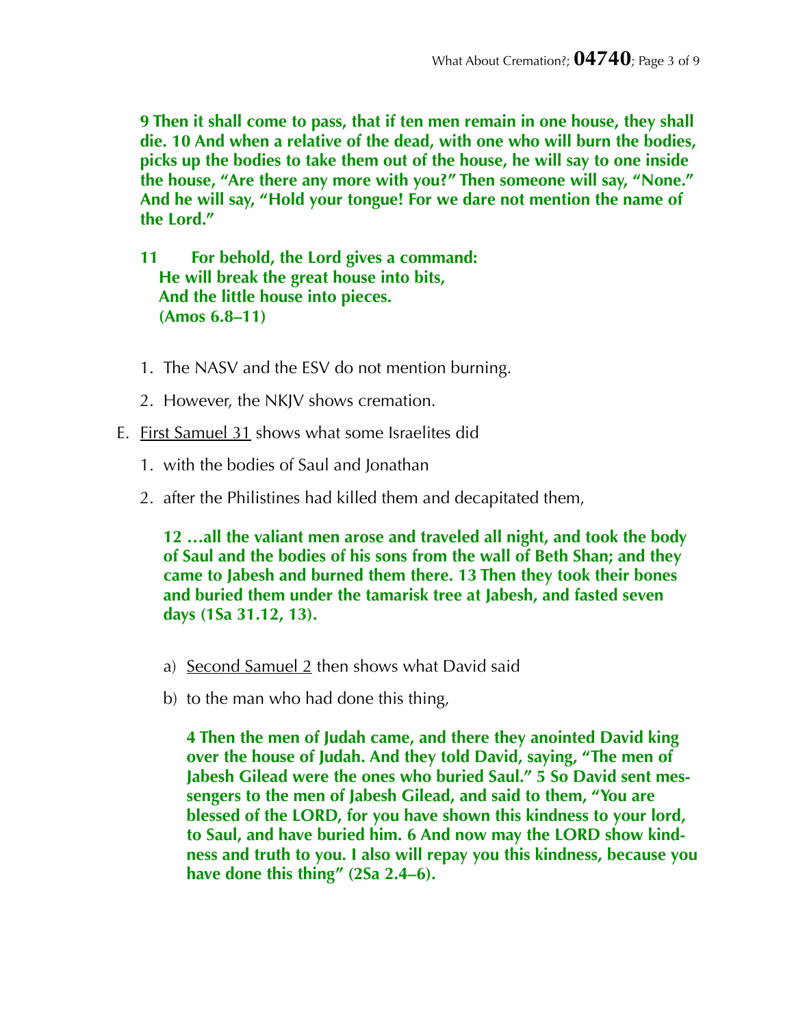**9 Then it shall come to pass, that if ten men remain in one house, they shall die. 10 And when a relative of the dead, with one who will burn the bodies, picks up the bodies to take them out of the house, he will say to one inside the house, "Are there any more with you?" Then someone will say, "None." And he will say, "Hold your tongue! For we dare not mention the name of the Lord."**

**11 For behold, the Lord gives a command:**
**He will break the great house into bits,**
**And the little house into pieces.**
**(Amos 6.8–11)**

1. The NASV and the ESV do not mention burning.
2. However, the NKJV shows cremation.

E. First Samuel 31 shows what some Israelites did

1. with the bodies of Saul and Jonathan
2. after the Philistines had killed them and decapitated them,

**12 …all the valiant men arose and traveled all night, and took the body of Saul and the bodies of his sons from the wall of Beth Shan; and they came to Jabesh and burned them there. 13 Then they took their bones and buried them under the tamarisk tree at Jabesh, and fasted seven days (1Sa 31.12, 13).**

a) Second Samuel 2 then shows what David said

b) to the man who had done this thing,

**4 Then the men of Judah came, and there they anointed David king over the house of Judah. And they told David, saying, "The men of Jabesh Gilead were the ones who buried Saul." 5 So David sent messengers to the men of Jabesh Gilead, and said to them, "You are blessed of the LORD, for you have shown this kindness to your lord, to Saul, and have buried him. 6 And now may the LORD show kindness and truth to you. I also will repay you this kindness, because you have done this thing" (2Sa 2.4–6).**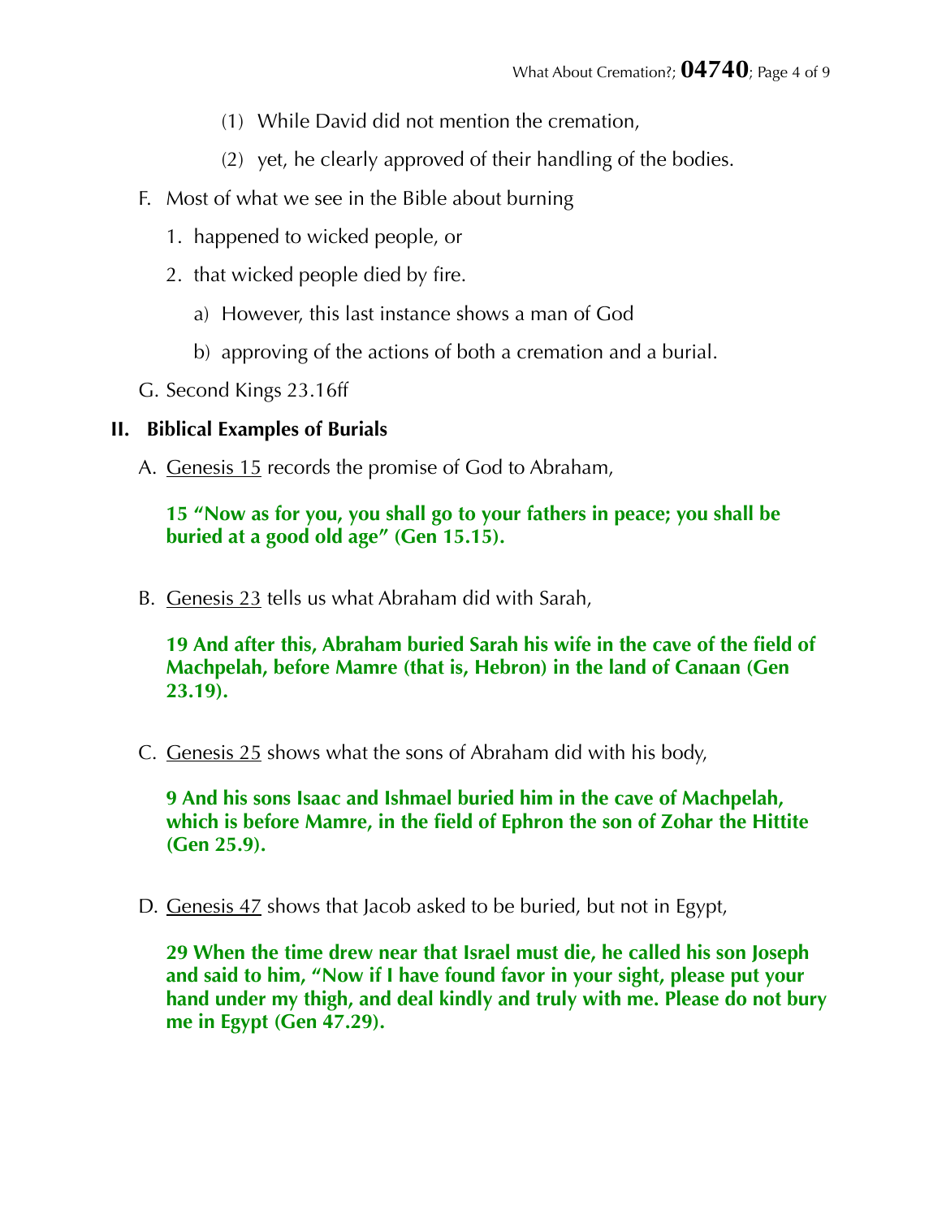(1) While David did not mention the cremation,

(2) yet, he clearly approved of their handling of the bodies.

F. Most of what we see in the Bible about burning

1. happened to wicked people, or
2. that wicked people died by fire.

   a) However, this last instance shows a man of God

   b) approving of the actions of both a cremation and a burial.

G. Second Kings 23.16ff

## II. Biblical Examples of Burials

A. Genesis 15 records the promise of God to Abraham,

> **15 "Now as for you, you shall go to your fathers in peace; you shall be buried at a good old age" (Gen 15.15).**

B. Genesis 23 tells us what Abraham did with Sarah,

> **19 And after this, Abraham buried Sarah his wife in the cave of the field of Machpelah, before Mamre (that is, Hebron) in the land of Canaan (Gen 23.19).**

C. Genesis 25 shows what the sons of Abraham did with his body,

> **9 And his sons Isaac and Ishmael buried him in the cave of Machpelah, which is before Mamre, in the field of Ephron the son of Zohar the Hittite (Gen 25.9).**

D. Genesis 47 shows that Jacob asked to be buried, but not in Egypt,

> **29 When the time drew near that Israel must die, he called his son Joseph and said to him, "Now if I have found favor in your sight, please put your hand under my thigh, and deal kindly and truly with me. Please do not bury me in Egypt (Gen 47.29).**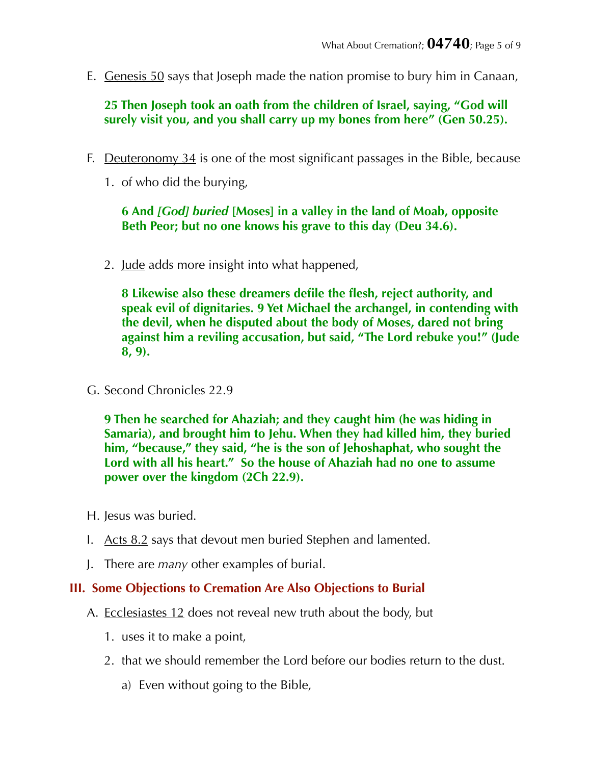E. Genesis 50 says that Joseph made the nation promise to bury him in Canaan,

> **25 Then Joseph took an oath from the children of Israel, saying, "God will surely visit you, and you shall carry up my bones from here" (Gen 50.25).**

F. Deuteronomy 34 is one of the most significant passages in the Bible, because

1. of who did the burying,

> **6 And *[God] buried* [Moses] in a valley in the land of Moab, opposite Beth Peor; but no one knows his grave to this day (Deu 34.6).**

2. Jude adds more insight into what happened,

> **8 Likewise also these dreamers defile the flesh, reject authority, and speak evil of dignitaries. 9 Yet Michael the archangel, in contending with the devil, when he disputed about the body of Moses, dared not bring against him a reviling accusation, but said, "The Lord rebuke you!" (Jude 8, 9).**

G. Second Chronicles 22.9

> **9 Then he searched for Ahaziah; and they caught him (he was hiding in Samaria), and brought him to Jehu. When they had killed him, they buried him, "because," they said, "he is the son of Jehoshaphat, who sought the Lord with all his heart." So the house of Ahaziah had no one to assume power over the kingdom (2Ch 22.9).**

H. Jesus was buried.

I. Acts 8.2 says that devout men buried Stephen and lamented.

J. There are *many* other examples of burial.

## III. Some Objections to Cremation Are Also Objections to Burial

A. Ecclesiastes 12 does not reveal new truth about the body, but

1. uses it to make a point,
2. that we should remember the Lord before our bodies return to the dust.
   a) Even without going to the Bible,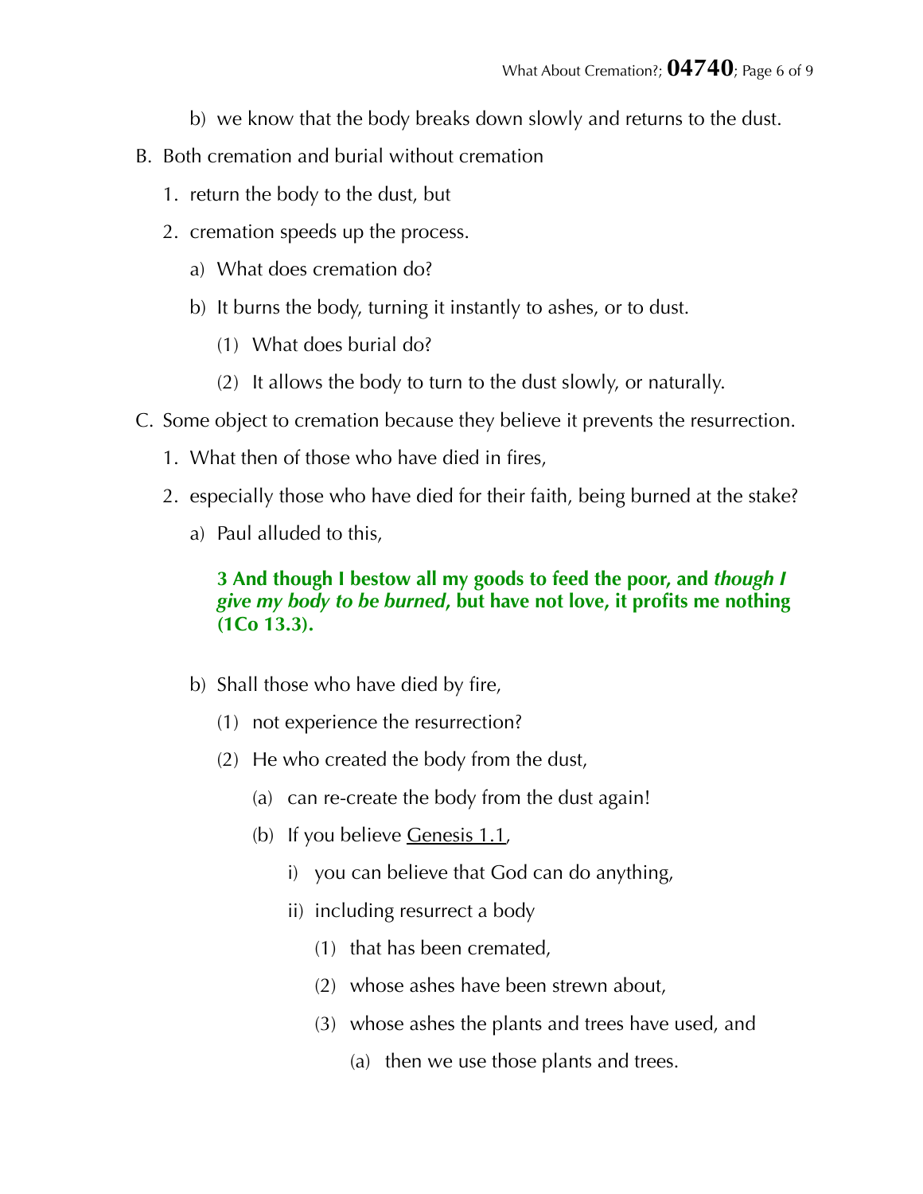b) we know that the body breaks down slowly and returns to the dust.

B. Both cremation and burial without cremation

1. return the body to the dust, but
2. cremation speeds up the process.
   a) What does cremation do?
   b) It burns the body, turning it instantly to ashes, or to dust.
      (1) What does burial do?
      (2) It allows the body to turn to the dust slowly, or naturally.

C. Some object to cremation because they believe it prevents the resurrection.

1. What then of those who have died in fires,
2. especially those who have died for their faith, being burned at the stake?
   a) Paul alluded to this,

      **3 And though I bestow all my goods to feed the poor, and *though I give my body to be burned*, but have not love, it profits me nothing (1Co 13.3).**

   b) Shall those who have died by fire,
      (1) not experience the resurrection?
      (2) He who created the body from the dust,
         (a) can re-create the body from the dust again!
         (b) If you believe Genesis 1.1,
            i) you can believe that God can do anything,
            ii) including resurrect a body
               (1) that has been cremated,
               (2) whose ashes have been strewn about,
               (3) whose ashes the plants and trees have used, and
                  (a) then we use those plants and trees.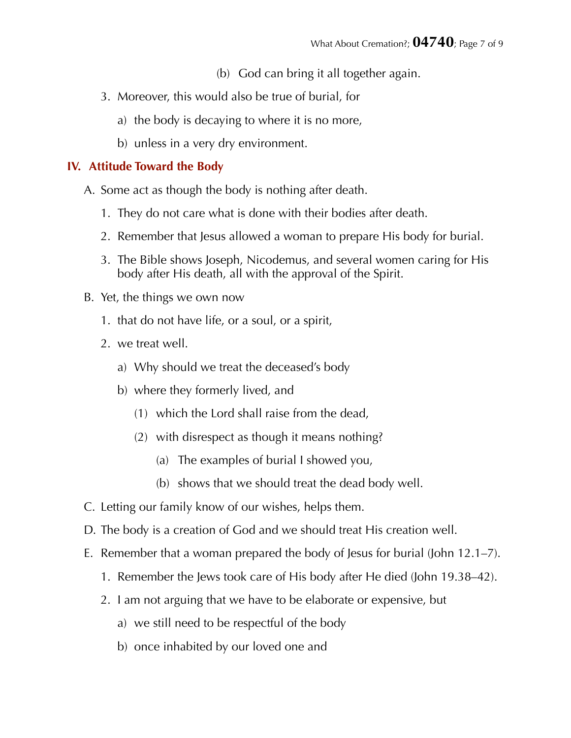(b) God can bring it all together again.

3. Moreover, this would also be true of burial, for
    a) the body is decaying to where it is no more,
    b) unless in a very dry environment.

## IV. Attitude Toward the Body

A. Some act as though the body is nothing after death.
   1. They do not care what is done with their bodies after death.
   2. Remember that Jesus allowed a woman to prepare His body for burial.
   3. The Bible shows Joseph, Nicodemus, and several women caring for His body after His death, all with the approval of the Spirit.

B. Yet, the things we own now
   1. that do not have life, or a soul, or a spirit,
   2. we treat well.
      a) Why should we treat the deceased's body
      b) where they formerly lived, and
         (1) which the Lord shall raise from the dead,
         (2) with disrespect as though it means nothing?
            (a) The examples of burial I showed you,
            (b) shows that we should treat the dead body well.

C. Letting our family know of our wishes, helps them.

D. The body is a creation of God and we should treat His creation well.

E. Remember that a woman prepared the body of Jesus for burial (John 12.1–7).
   1. Remember the Jews took care of His body after He died (John 19.38–42).
   2. I am not arguing that we have to be elaborate or expensive, but
      a) we still need to be respectful of the body
      b) once inhabited by our loved one and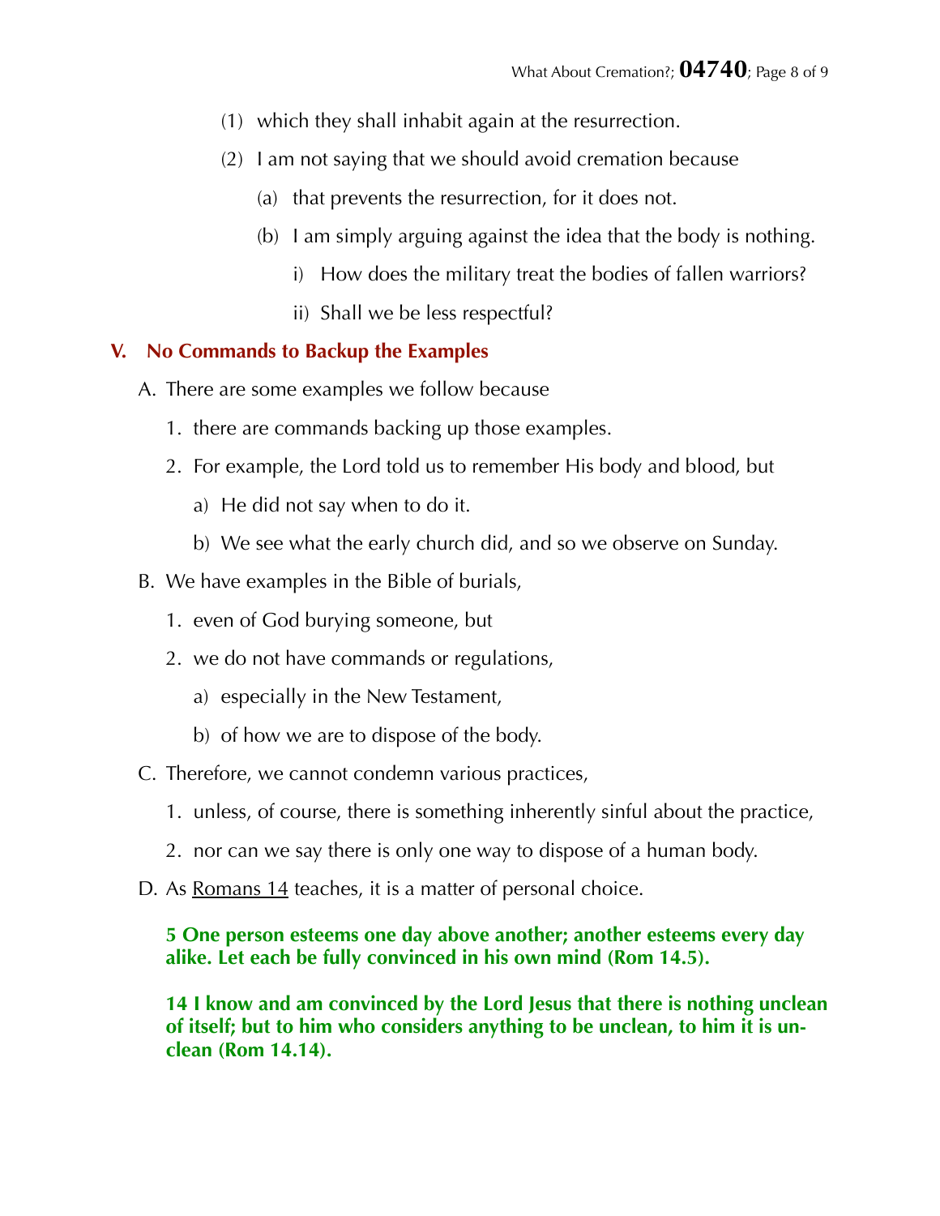(1) which they shall inhabit again at the resurrection.

(2) I am not saying that we should avoid cremation because

(a) that prevents the resurrection, for it does not.

(b) I am simply arguing against the idea that the body is nothing.

i) How does the military treat the bodies of fallen warriors?

ii) Shall we be less respectful?

## V. No Commands to Backup the Examples

A. There are some examples we follow because

1. there are commands backing up those examples.
2. For example, the Lord told us to remember His body and blood, but
    a) He did not say when to do it.
    b) We see what the early church did, and so we observe on Sunday.

B. We have examples in the Bible of burials,

1. even of God burying someone, but
2. we do not have commands or regulations,
    a) especially in the New Testament,
    b) of how we are to dispose of the body.

C. Therefore, we cannot condemn various practices,

1. unless, of course, there is something inherently sinful about the practice,
2. nor can we say there is only one way to dispose of a human body.

D. As Romans 14 teaches, it is a matter of personal choice.

**5 One person esteems one day above another; another esteems every day alike. Let each be fully convinced in his own mind (Rom 14.5).**

**14 I know and am convinced by the Lord Jesus that there is nothing unclean of itself; but to him who considers anything to be unclean, to him it is unclean (Rom 14.14).**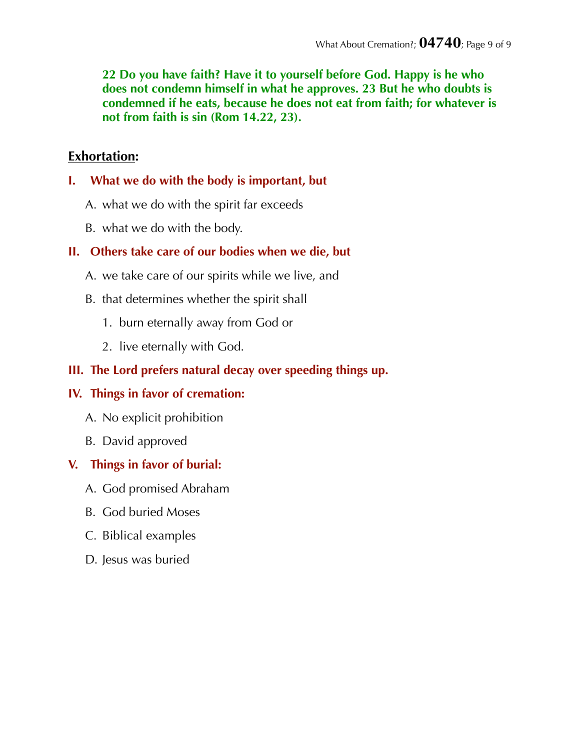**22 Do you have faith? Have it to yourself before God. Happy is he who does not condemn himself in what he approves. 23 But he who doubts is condemned if he eats, because he does not eat from faith; for whatever is not from faith is sin (Rom 14.22, 23).**

## Exhortation:

**I. What we do with the body is important, but**

- A. what we do with the spirit far exceeds
- B. what we do with the body.

**II. Others take care of our bodies when we die, but**

- A. we take care of our spirits while we live, and
- B. that determines whether the spirit shall
  1. burn eternally away from God or
  2. live eternally with God.

**III. The Lord prefers natural decay over speeding things up.**

**IV. Things in favor of cremation:**

- A. No explicit prohibition
- B. David approved

**V. Things in favor of burial:**

- A. God promised Abraham
- B. God buried Moses
- C. Biblical examples
- D. Jesus was buried